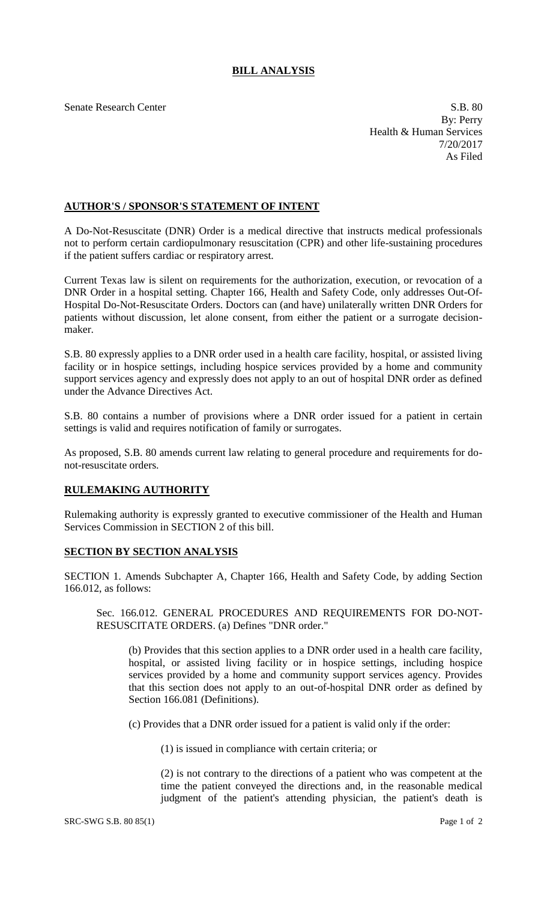# BILL ANALYSIS

Senate Research Center

S.B. 80
By: Perry
Health & Human Services
7/20/2017
As Filed

## AUTHOR'S / SPONSOR'S STATEMENT OF INTENT

A Do-Not-Resuscitate (DNR) Order is a medical directive that instructs medical professionals not to perform certain cardiopulmonary resuscitation (CPR) and other life-sustaining procedures if the patient suffers cardiac or respiratory arrest.

Current Texas law is silent on requirements for the authorization, execution, or revocation of a DNR Order in a hospital setting. Chapter 166, Health and Safety Code, only addresses Out-Of-Hospital Do-Not-Resuscitate Orders. Doctors can (and have) unilaterally written DNR Orders for patients without discussion, let alone consent, from either the patient or a surrogate decision-maker.

S.B. 80 expressly applies to a DNR order used in a health care facility, hospital, or assisted living facility or in hospice settings, including hospice services provided by a home and community support services agency and expressly does not apply to an out of hospital DNR order as defined under the Advance Directives Act.

S.B. 80 contains a number of provisions where a DNR order issued for a patient in certain settings is valid and requires notification of family or surrogates.

As proposed, S.B. 80 amends current law relating to general procedure and requirements for do-not-resuscitate orders.

## RULEMAKING AUTHORITY

Rulemaking authority is expressly granted to executive commissioner of the Health and Human Services Commission in SECTION 2 of this bill.

## SECTION BY SECTION ANALYSIS

SECTION 1. Amends Subchapter A, Chapter 166, Health and Safety Code, by adding Section 166.012, as follows:

Sec. 166.012. GENERAL PROCEDURES AND REQUIREMENTS FOR DO-NOT-RESUSCITATE ORDERS. (a) Defines "DNR order."

(b) Provides that this section applies to a DNR order used in a health care facility, hospital, or assisted living facility or in hospice settings, including hospice services provided by a home and community support services agency. Provides that this section does not apply to an out-of-hospital DNR order as defined by Section 166.081 (Definitions).

(c) Provides that a DNR order issued for a patient is valid only if the order:

(1) is issued in compliance with certain criteria; or

(2) is not contrary to the directions of a patient who was competent at the time the patient conveyed the directions and, in the reasonable medical judgment of the patient's attending physician, the patient's death is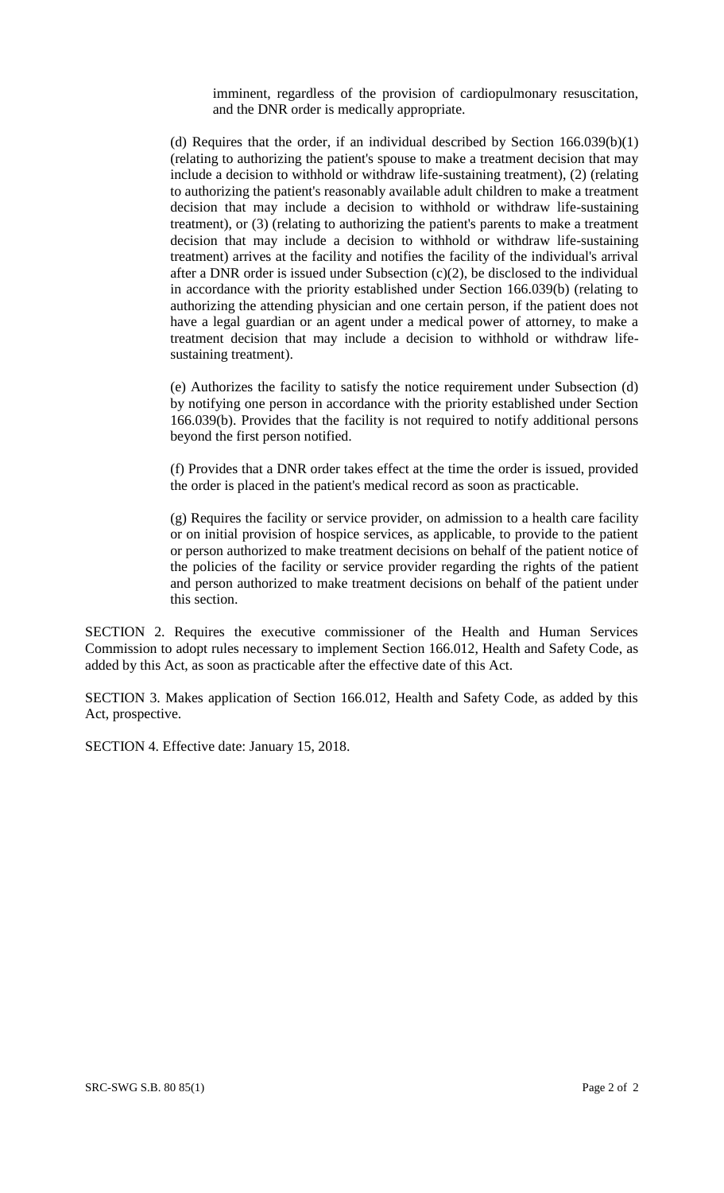imminent, regardless of the provision of cardiopulmonary resuscitation, and the DNR order is medically appropriate.

(d) Requires that the order, if an individual described by Section 166.039(b)(1) (relating to authorizing the patient's spouse to make a treatment decision that may include a decision to withhold or withdraw life-sustaining treatment), (2) (relating to authorizing the patient's reasonably available adult children to make a treatment decision that may include a decision to withhold or withdraw life-sustaining treatment), or (3) (relating to authorizing the patient's parents to make a treatment decision that may include a decision to withhold or withdraw life-sustaining treatment) arrives at the facility and notifies the facility of the individual's arrival after a DNR order is issued under Subsection (c)(2), be disclosed to the individual in accordance with the priority established under Section 166.039(b) (relating to authorizing the attending physician and one certain person, if the patient does not have a legal guardian or an agent under a medical power of attorney, to make a treatment decision that may include a decision to withhold or withdraw life-sustaining treatment).

(e) Authorizes the facility to satisfy the notice requirement under Subsection (d) by notifying one person in accordance with the priority established under Section 166.039(b). Provides that the facility is not required to notify additional persons beyond the first person notified.

(f) Provides that a DNR order takes effect at the time the order is issued, provided the order is placed in the patient's medical record as soon as practicable.

(g) Requires the facility or service provider, on admission to a health care facility or on initial provision of hospice services, as applicable, to provide to the patient or person authorized to make treatment decisions on behalf of the patient notice of the policies of the facility or service provider regarding the rights of the patient and person authorized to make treatment decisions on behalf of the patient under this section.

SECTION 2. Requires the executive commissioner of the Health and Human Services Commission to adopt rules necessary to implement Section 166.012, Health and Safety Code, as added by this Act, as soon as practicable after the effective date of this Act.

SECTION 3. Makes application of Section 166.012, Health and Safety Code, as added by this Act, prospective.

SECTION 4. Effective date: January 15, 2018.